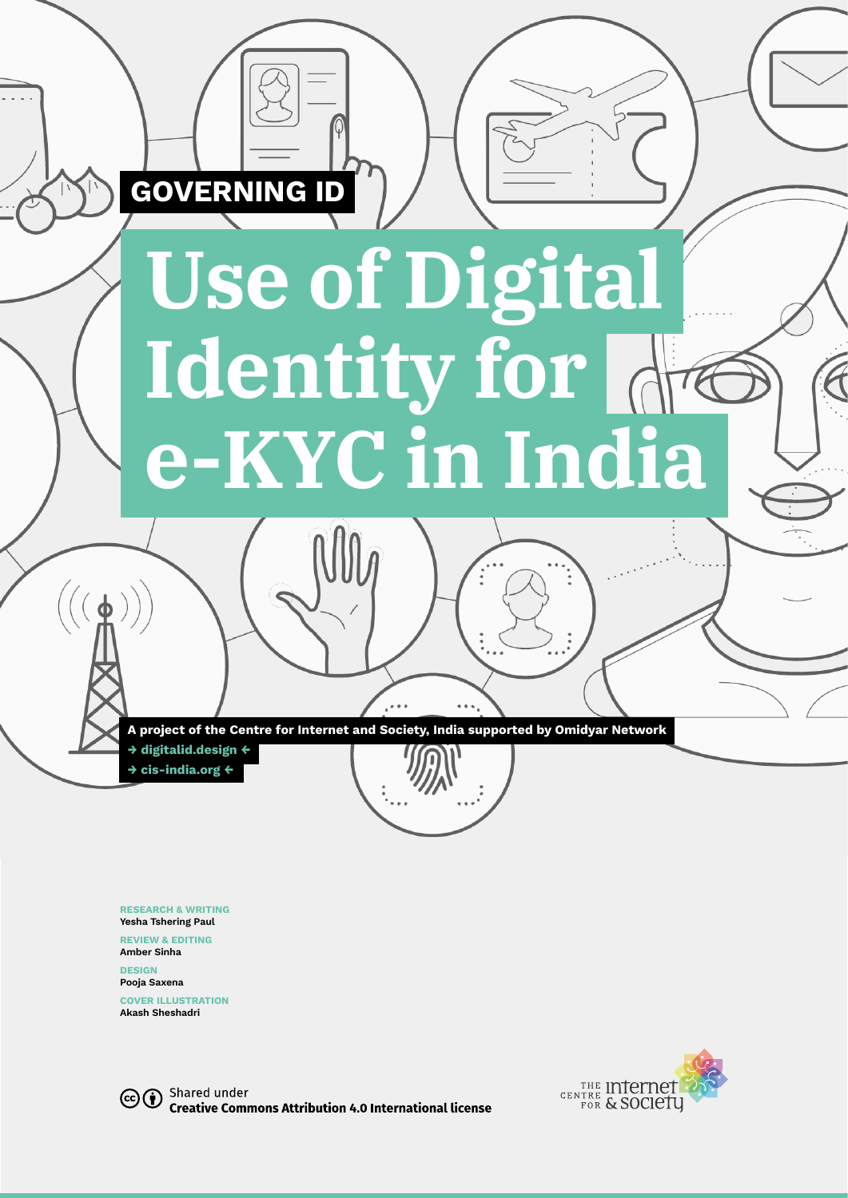GOVERNING ID

# Use of Digital Identity for e-KYC in India

A project of the Centre for Internet and Society, India supported by Omidyar Network

→ digitalid.design ←

→ cis-india.org ←

**RESEARCH & WRITING**
Yesha Tshering Paul

**REVIEW & EDITING**
Amber Sinha

**DESIGN**
Pooja Saxena

**COVER ILLUSTRATION**
Akash Sheshadri

Shared under
**Creative Commons Attribution 4.0 International license**

THE CENTRE FOR Internet & Society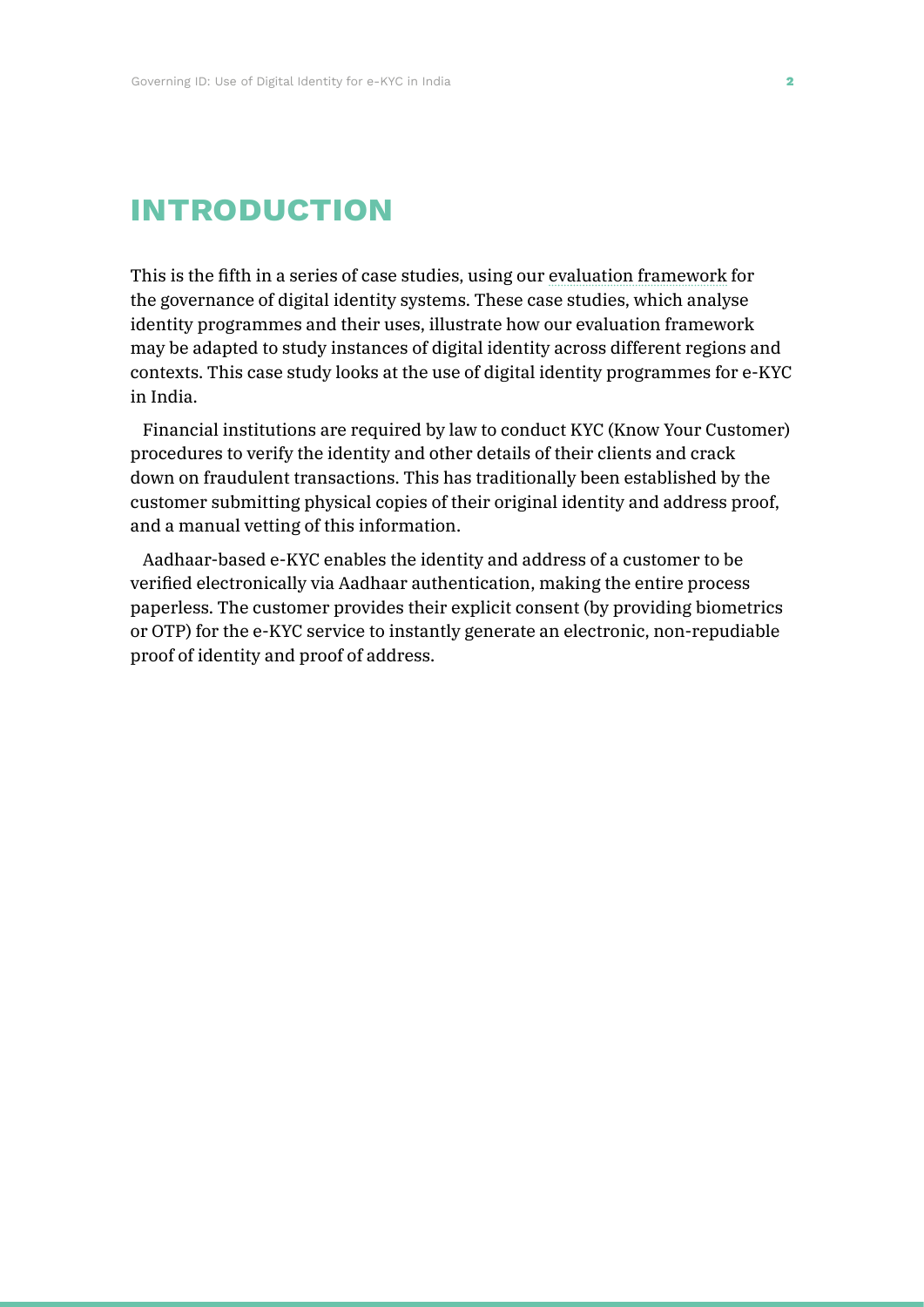# INTRODUCTION

This is the fifth in a series of case studies, using our evaluation framework for the governance of digital identity systems. These case studies, which analyse identity programmes and their uses, illustrate how our evaluation framework may be adapted to study instances of digital identity across different regions and contexts. This case study looks at the use of digital identity programmes for e-KYC in India.

Financial institutions are required by law to conduct KYC (Know Your Customer) procedures to verify the identity and other details of their clients and crack down on fraudulent transactions. This has traditionally been established by the customer submitting physical copies of their original identity and address proof, and a manual vetting of this information.

Aadhaar-based e-KYC enables the identity and address of a customer to be verified electronically via Aadhaar authentication, making the entire process paperless. The customer provides their explicit consent (by providing biometrics or OTP) for the e-KYC service to instantly generate an electronic, non-repudiable proof of identity and proof of address.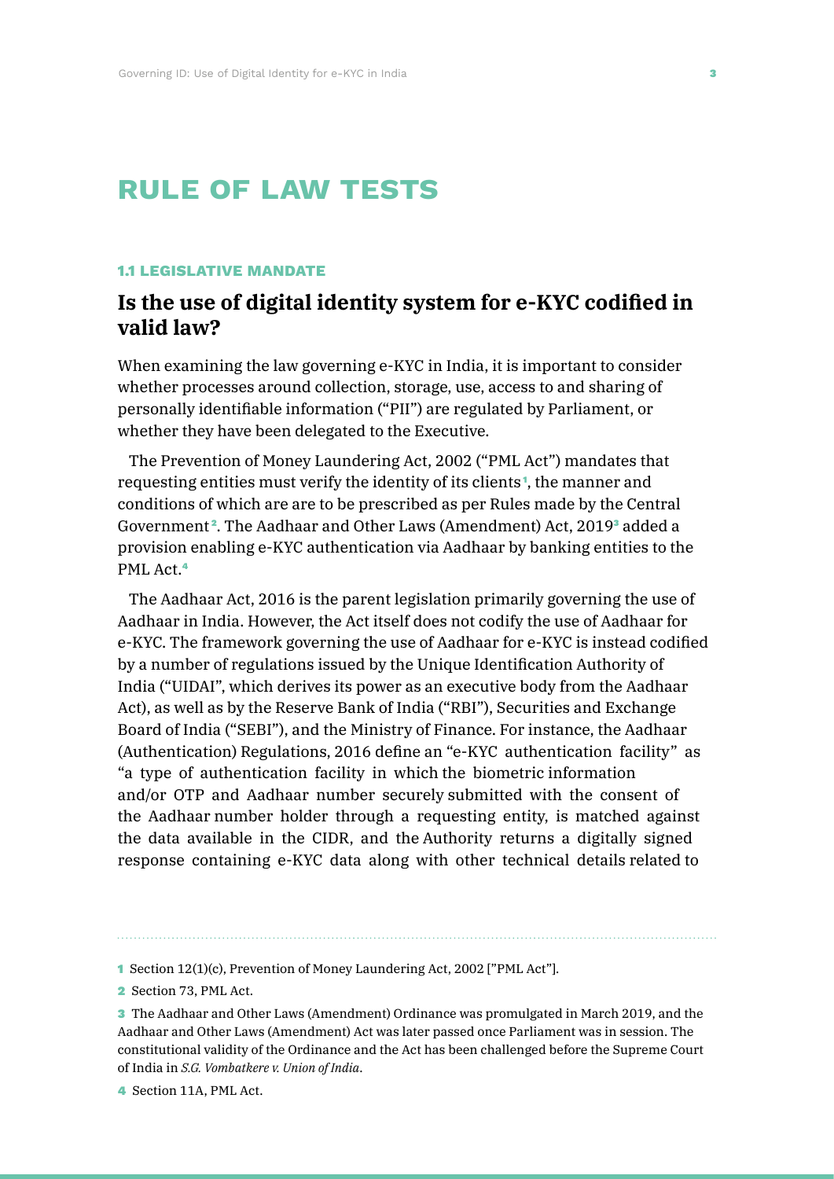# RULE OF LAW TESTS

### 1.1 LEGISLATIVE MANDATE

## Is the use of digital identity system for e-KYC codified in valid law?

When examining the law governing e-KYC in India, it is important to consider whether processes around collection, storage, use, access to and sharing of personally identifiable information ("PII") are regulated by Parliament, or whether they have been delegated to the Executive.

The Prevention of Money Laundering Act, 2002 ("PML Act") mandates that requesting entities must verify the identity of its clients[1], the manner and conditions of which are are to be prescribed as per Rules made by the Central Government[2]. The Aadhaar and Other Laws (Amendment) Act, 2019[3] added a provision enabling e-KYC authentication via Aadhaar by banking entities to the PML Act.[4]

The Aadhaar Act, 2016 is the parent legislation primarily governing the use of Aadhaar in India. However, the Act itself does not codify the use of Aadhaar for e-KYC. The framework governing the use of Aadhaar for e-KYC is instead codified by a number of regulations issued by the Unique Identification Authority of India ("UIDAI", which derives its power as an executive body from the Aadhaar Act), as well as by the Reserve Bank of India ("RBI"), Securities and Exchange Board of India ("SEBI"), and the Ministry of Finance. For instance, the Aadhaar (Authentication) Regulations, 2016 define an "e-KYC authentication facility" as "a type of authentication facility in which the biometric information and/or OTP and Aadhaar number securely submitted with the consent of the Aadhaar number holder through a requesting entity, is matched against the data available in the CIDR, and the Authority returns a digitally signed response containing e-KYC data along with other technical details related to

---

1 Section 12(1)(c), Prevention of Money Laundering Act, 2002 ["PML Act"].

2 Section 73, PML Act.

3 The Aadhaar and Other Laws (Amendment) Ordinance was promulgated in March 2019, and the Aadhaar and Other Laws (Amendment) Act was later passed once Parliament was in session. The constitutional validity of the Ordinance and the Act has been challenged before the Supreme Court of India in *S.G. Vombatkere v. Union of India*.

4 Section 11A, PML Act.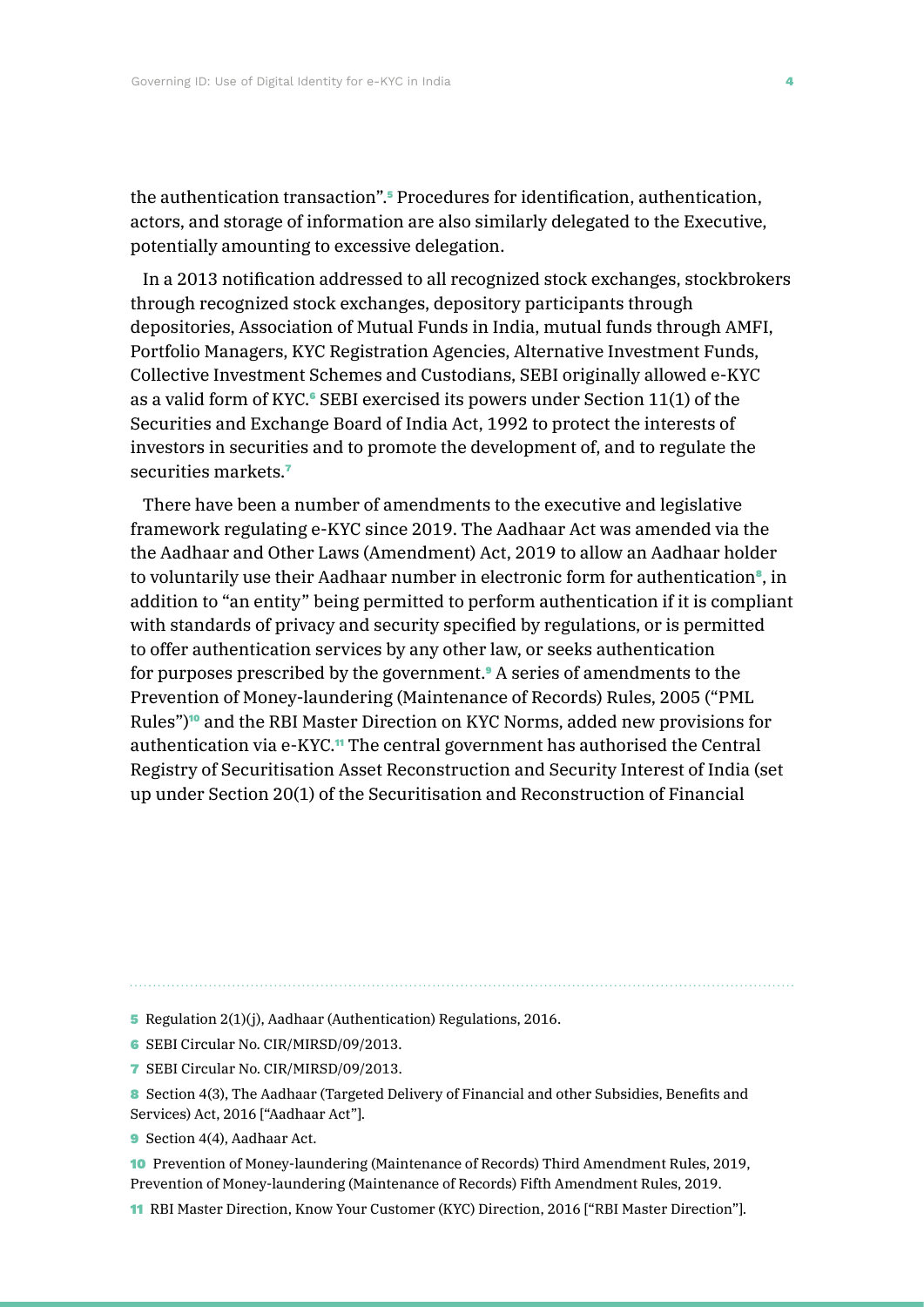the authentication transaction".[5] Procedures for identification, authentication, actors, and storage of information are also similarly delegated to the Executive, potentially amounting to excessive delegation.

In a 2013 notification addressed to all recognized stock exchanges, stockbrokers through recognized stock exchanges, depository participants through depositories, Association of Mutual Funds in India, mutual funds through AMFI, Portfolio Managers, KYC Registration Agencies, Alternative Investment Funds, Collective Investment Schemes and Custodians, SEBI originally allowed e-KYC as a valid form of KYC.[6] SEBI exercised its powers under Section 11(1) of the Securities and Exchange Board of India Act, 1992 to protect the interests of investors in securities and to promote the development of, and to regulate the securities markets.[7]

There have been a number of amendments to the executive and legislative framework regulating e-KYC since 2019. The Aadhaar Act was amended via the the Aadhaar and Other Laws (Amendment) Act, 2019 to allow an Aadhaar holder to voluntarily use their Aadhaar number in electronic form for authentication[8], in addition to "an entity" being permitted to perform authentication if it is compliant with standards of privacy and security specified by regulations, or is permitted to offer authentication services by any other law, or seeks authentication for purposes prescribed by the government.[9] A series of amendments to the Prevention of Money-laundering (Maintenance of Records) Rules, 2005 ("PML Rules")[10] and the RBI Master Direction on KYC Norms, added new provisions for authentication via e-KYC.[11] The central government has authorised the Central Registry of Securitisation Asset Reconstruction and Security Interest of India (set up under Section 20(1) of the Securitisation and Reconstruction of Financial

---

5 Regulation 2(1)(j), Aadhaar (Authentication) Regulations, 2016.

6 SEBI Circular No. CIR/MIRSD/09/2013.

7 SEBI Circular No. CIR/MIRSD/09/2013.

8 Section 4(3), The Aadhaar (Targeted Delivery of Financial and other Subsidies, Benefits and Services) Act, 2016 ["Aadhaar Act"].

9 Section 4(4), Aadhaar Act.

10 Prevention of Money-laundering (Maintenance of Records) Third Amendment Rules, 2019, Prevention of Money-laundering (Maintenance of Records) Fifth Amendment Rules, 2019.

11 RBI Master Direction, Know Your Customer (KYC) Direction, 2016 ["RBI Master Direction"].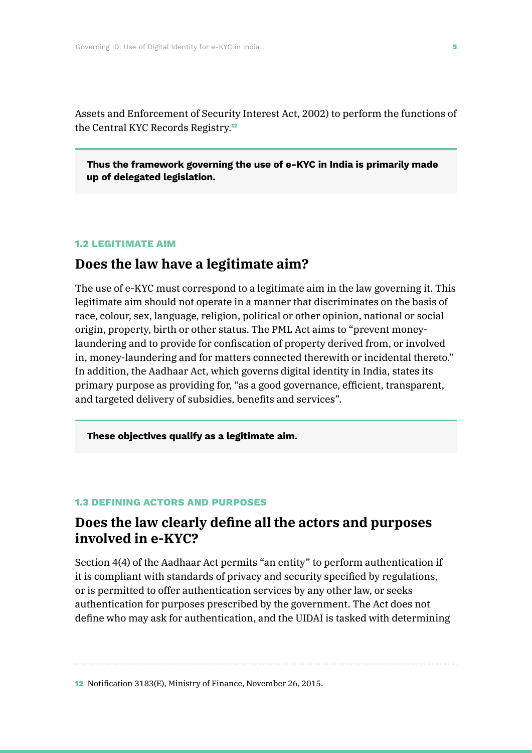Assets and Enforcement of Security Interest Act, 2002) to perform the functions of the Central KYC Records Registry.[12]

> **Thus the framework governing the use of e-KYC in India is primarily made up of delegated legislation.**

### 1.2 LEGITIMATE AIM

## Does the law have a legitimate aim?

The use of e-KYC must correspond to a legitimate aim in the law governing it. This legitimate aim should not operate in a manner that discriminates on the basis of race, colour, sex, language, religion, political or other opinion, national or social origin, property, birth or other status. The PML Act aims to "prevent money-laundering and to provide for confiscation of property derived from, or involved in, money-laundering and for matters connected therewith or incidental thereto." In addition, the Aadhaar Act, which governs digital identity in India, states its primary purpose as providing for, "as a good governance, efficient, transparent, and targeted delivery of subsidies, benefits and services".

> **These objectives qualify as a legitimate aim.**

### 1.3 DEFINING ACTORS AND PURPOSES

## Does the law clearly define all the actors and purposes involved in e-KYC?

Section 4(4) of the Aadhaar Act permits "an entity" to perform authentication if it is compliant with standards of privacy and security specified by regulations, or is permitted to offer authentication services by any other law, or seeks authentication for purposes prescribed by the government. The Act does not define who may ask for authentication, and the UIDAI is tasked with determining

---

[12] Notification 3183(E), Ministry of Finance, November 26, 2015.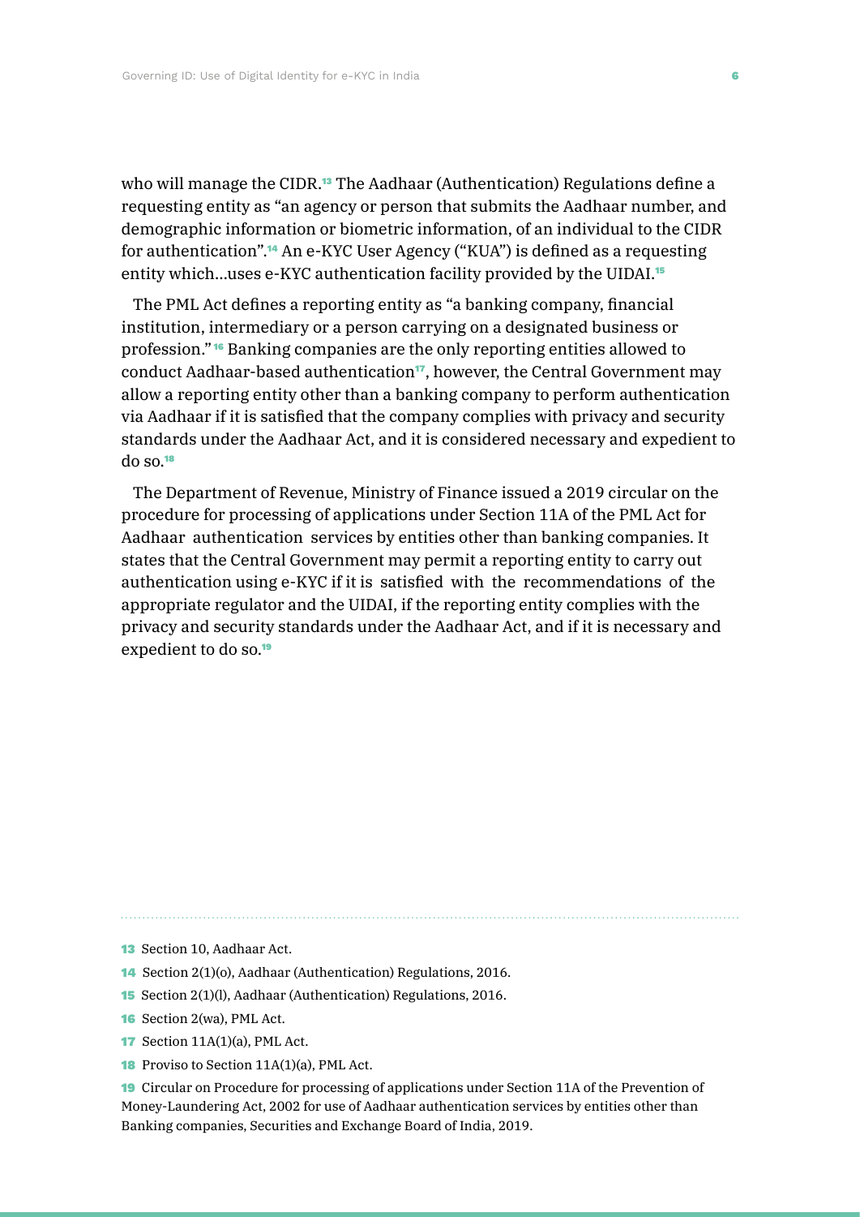who will manage the CIDR.[13] The Aadhaar (Authentication) Regulations define a requesting entity as "an agency or person that submits the Aadhaar number, and demographic information or biometric information, of an individual to the CIDR for authentication".[14] An e-KYC User Agency ("KUA") is defined as a requesting entity which...uses e-KYC authentication facility provided by the UIDAI.[15]

The PML Act defines a reporting entity as "a banking company, financial institution, intermediary or a person carrying on a designated business or profession."[16] Banking companies are the only reporting entities allowed to conduct Aadhaar-based authentication[17], however, the Central Government may allow a reporting entity other than a banking company to perform authentication via Aadhaar if it is satisfied that the company complies with privacy and security standards under the Aadhaar Act, and it is considered necessary and expedient to do so.[18]

The Department of Revenue, Ministry of Finance issued a 2019 circular on the procedure for processing of applications under Section 11A of the PML Act for Aadhaar authentication services by entities other than banking companies. It states that the Central Government may permit a reporting entity to carry out authentication using e-KYC if it is satisfied with the recommendations of the appropriate regulator and the UIDAI, if the reporting entity complies with the privacy and security standards under the Aadhaar Act, and if it is necessary and expedient to do so.[19]

---

13 Section 10, Aadhaar Act.

14 Section 2(1)(o), Aadhaar (Authentication) Regulations, 2016.

15 Section 2(1)(l), Aadhaar (Authentication) Regulations, 2016.

16 Section 2(wa), PML Act.

17 Section 11A(1)(a), PML Act.

18 Proviso to Section 11A(1)(a), PML Act.

19 Circular on Procedure for processing of applications under Section 11A of the Prevention of Money-Laundering Act, 2002 for use of Aadhaar authentication services by entities other than Banking companies, Securities and Exchange Board of India, 2019.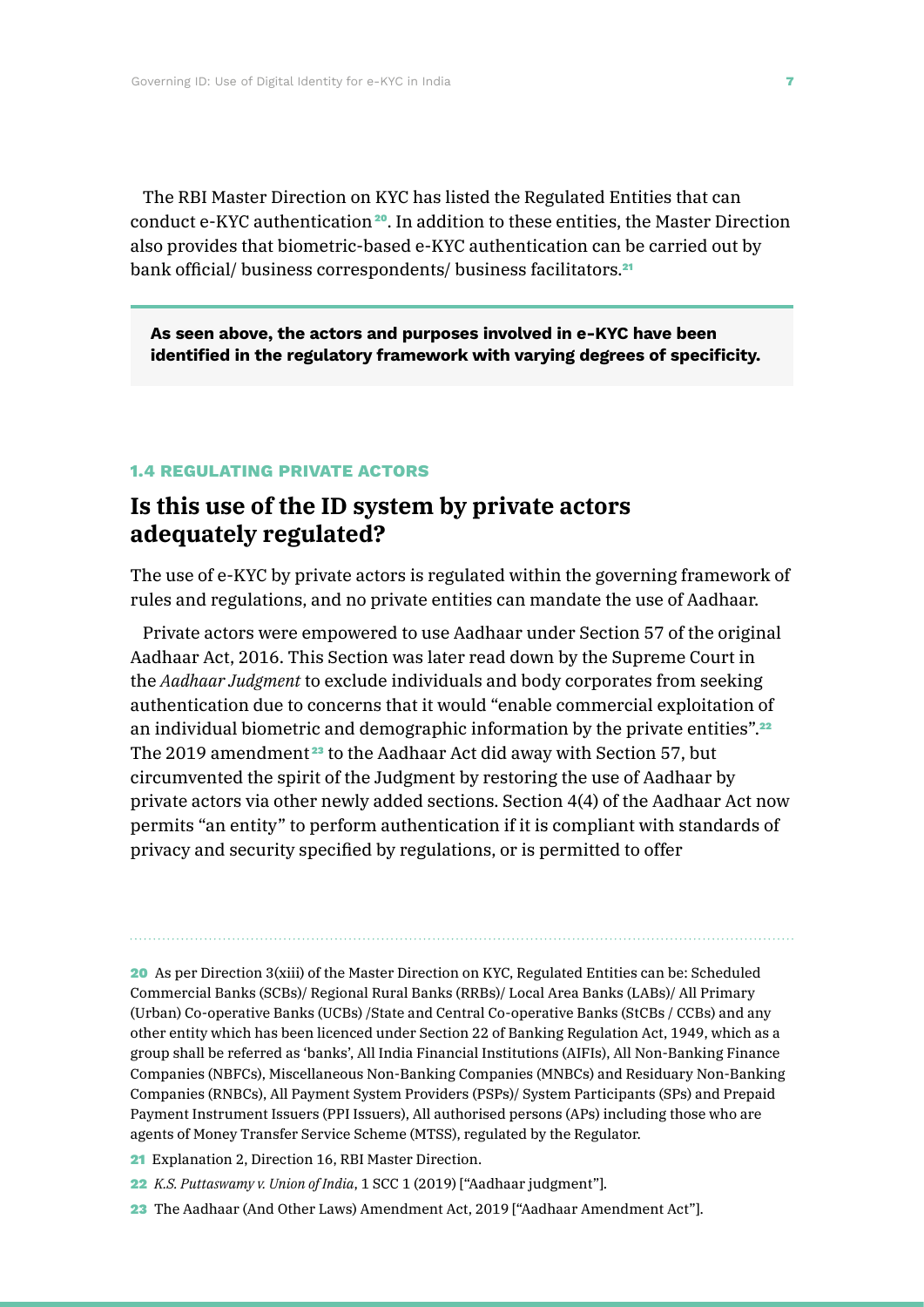The RBI Master Direction on KYC has listed the Regulated Entities that can conduct e-KYC authentication[20]. In addition to these entities, the Master Direction also provides that biometric-based e-KYC authentication can be carried out by bank official/ business correspondents/ business facilitators.[21]

> **As seen above, the actors and purposes involved in e-KYC have been identified in the regulatory framework with varying degrees of specificity.**

### 1.4 REGULATING PRIVATE ACTORS

## Is this use of the ID system by private actors adequately regulated?

The use of e-KYC by private actors is regulated within the governing framework of rules and regulations, and no private entities can mandate the use of Aadhaar.

Private actors were empowered to use Aadhaar under Section 57 of the original Aadhaar Act, 2016. This Section was later read down by the Supreme Court in the *Aadhaar Judgment* to exclude individuals and body corporates from seeking authentication due to concerns that it would "enable commercial exploitation of an individual biometric and demographic information by the private entities".[22] The 2019 amendment[23] to the Aadhaar Act did away with Section 57, but circumvented the spirit of the Judgment by restoring the use of Aadhaar by private actors via other newly added sections. Section 4(4) of the Aadhaar Act now permits "an entity" to perform authentication if it is compliant with standards of privacy and security specified by regulations, or is permitted to offer

---

[20] As per Direction 3(xiii) of the Master Direction on KYC, Regulated Entities can be: Scheduled Commercial Banks (SCBs)/ Regional Rural Banks (RRBs)/ Local Area Banks (LABs)/ All Primary (Urban) Co-operative Banks (UCBs) /State and Central Co-operative Banks (StCBs / CCBs) and any other entity which has been licenced under Section 22 of Banking Regulation Act, 1949, which as a group shall be referred as 'banks', All India Financial Institutions (AIFIs), All Non-Banking Finance Companies (NBFCs), Miscellaneous Non-Banking Companies (MNBCs) and Residuary Non-Banking Companies (RNBCs), All Payment System Providers (PSPs)/ System Participants (SPs) and Prepaid Payment Instrument Issuers (PPI Issuers), All authorised persons (APs) including those who are agents of Money Transfer Service Scheme (MTSS), regulated by the Regulator.

[21] Explanation 2, Direction 16, RBI Master Direction.

[22] *K.S. Puttaswamy v. Union of India*, 1 SCC 1 (2019) ["Aadhaar judgment"].

[23] The Aadhaar (And Other Laws) Amendment Act, 2019 ["Aadhaar Amendment Act"].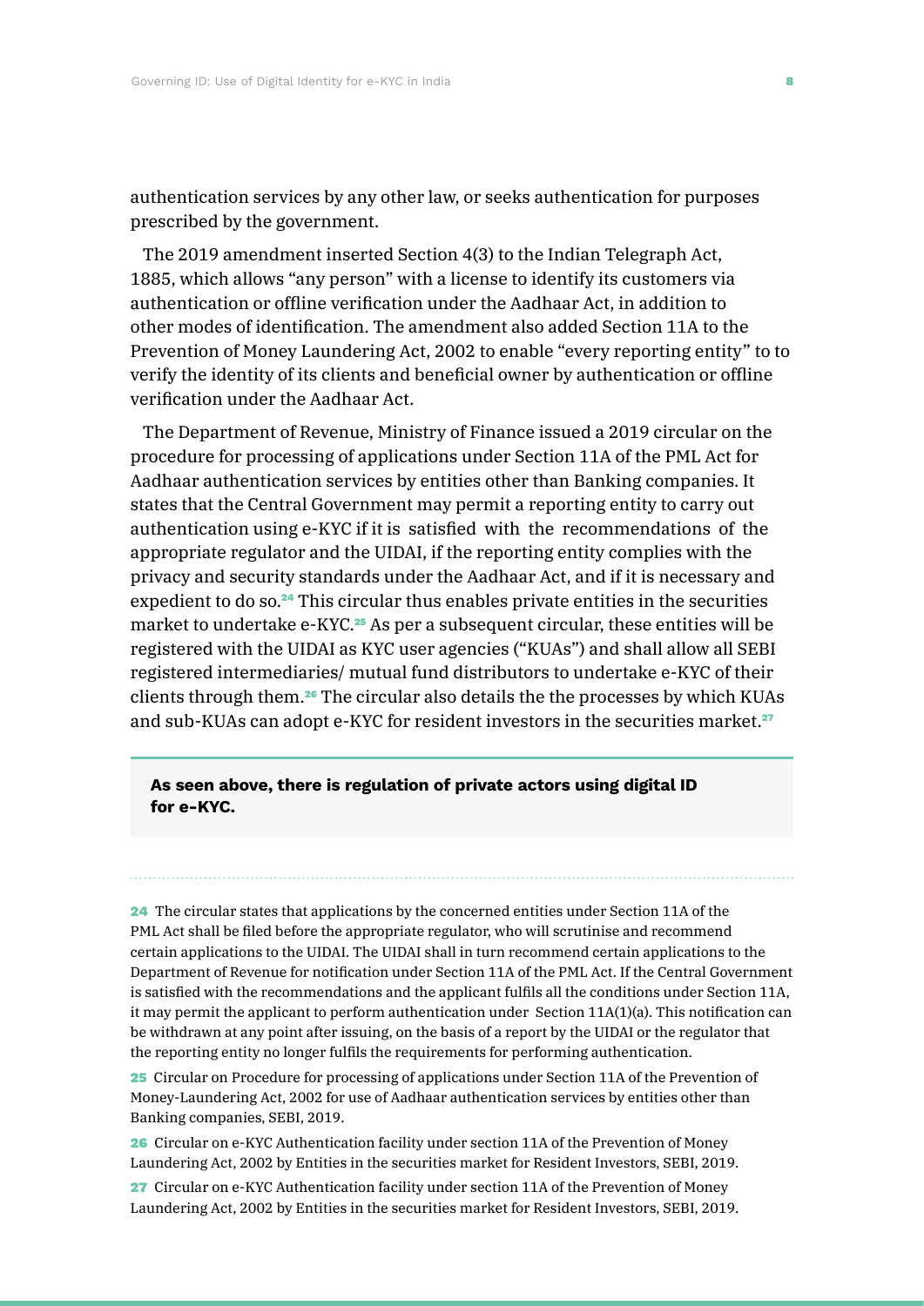authentication services by any other law, or seeks authentication for purposes prescribed by the government.

The 2019 amendment inserted Section 4(3) to the Indian Telegraph Act, 1885, which allows "any person" with a license to identify its customers via authentication or offline verification under the Aadhaar Act, in addition to other modes of identification. The amendment also added Section 11A to the Prevention of Money Laundering Act, 2002 to enable "every reporting entity" to to verify the identity of its clients and beneficial owner by authentication or offline verification under the Aadhaar Act.

The Department of Revenue, Ministry of Finance issued a 2019 circular on the procedure for processing of applications under Section 11A of the PML Act for Aadhaar authentication services by entities other than Banking companies. It states that the Central Government may permit a reporting entity to carry out authentication using e-KYC if it is satisfied with the recommendations of the appropriate regulator and the UIDAI, if the reporting entity complies with the privacy and security standards under the Aadhaar Act, and if it is necessary and expedient to do so.[24] This circular thus enables private entities in the securities market to undertake e-KYC.[25] As per a subsequent circular, these entities will be registered with the UIDAI as KYC user agencies ("KUAs") and shall allow all SEBI registered intermediaries/ mutual fund distributors to undertake e-KYC of their clients through them.[26] The circular also details the the processes by which KUAs and sub-KUAs can adopt e-KYC for resident investors in the securities market.[27]

**As seen above, there is regulation of private actors using digital ID for e-KYC.**

---

[24] The circular states that applications by the concerned entities under Section 11A of the PML Act shall be filed before the appropriate regulator, who will scrutinise and recommend certain applications to the UIDAI. The UIDAI shall in turn recommend certain applications to the Department of Revenue for notification under Section 11A of the PML Act. If the Central Government is satisfied with the recommendations and the applicant fulfils all the conditions under Section 11A, it may permit the applicant to perform authentication under Section 11A(1)(a). This notification can be withdrawn at any point after issuing, on the basis of a report by the UIDAI or the regulator that the reporting entity no longer fulfils the requirements for performing authentication.

[25] Circular on Procedure for processing of applications under Section 11A of the Prevention of Money-Laundering Act, 2002 for use of Aadhaar authentication services by entities other than Banking companies, SEBI, 2019.

[26] Circular on e-KYC Authentication facility under section 11A of the Prevention of Money Laundering Act, 2002 by Entities in the securities market for Resident Investors, SEBI, 2019.

[27] Circular on e-KYC Authentication facility under section 11A of the Prevention of Money Laundering Act, 2002 by Entities in the securities market for Resident Investors, SEBI, 2019.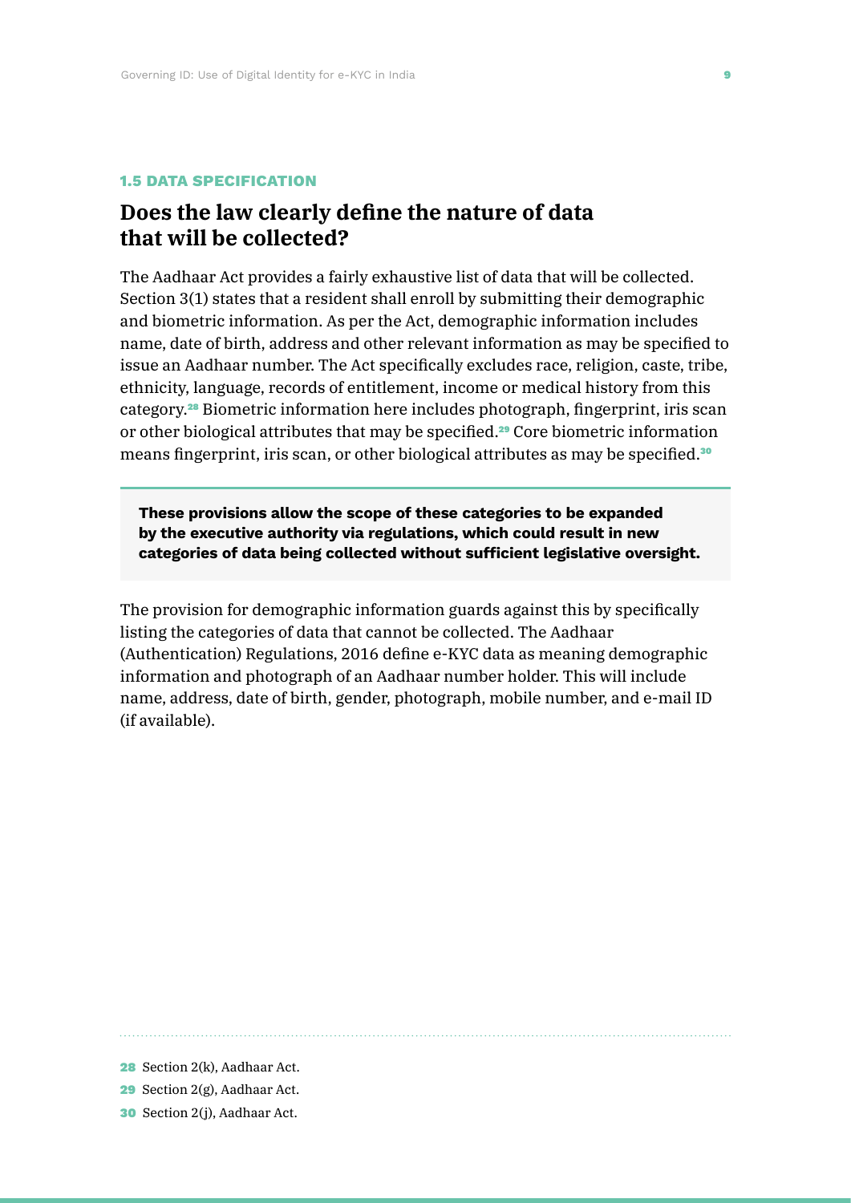### 1.5 DATA SPECIFICATION

## Does the law clearly define the nature of data that will be collected?

The Aadhaar Act provides a fairly exhaustive list of data that will be collected. Section 3(1) states that a resident shall enroll by submitting their demographic and biometric information. As per the Act, demographic information includes name, date of birth, address and other relevant information as may be specified to issue an Aadhaar number. The Act specifically excludes race, religion, caste, tribe, ethnicity, language, records of entitlement, income or medical history from this category.[28] Biometric information here includes photograph, fingerprint, iris scan or other biological attributes that may be specified.[29] Core biometric information means fingerprint, iris scan, or other biological attributes as may be specified.[30]

> **These provisions allow the scope of these categories to be expanded by the executive authority via regulations, which could result in new categories of data being collected without sufficient legislative oversight.**

The provision for demographic information guards against this by specifically listing the categories of data that cannot be collected. The Aadhaar (Authentication) Regulations, 2016 define e-KYC data as meaning demographic information and photograph of an Aadhaar number holder. This will include name, address, date of birth, gender, photograph, mobile number, and e-mail ID (if available).

---

28 Section 2(k), Aadhaar Act.

29 Section 2(g), Aadhaar Act.

30 Section 2(j), Aadhaar Act.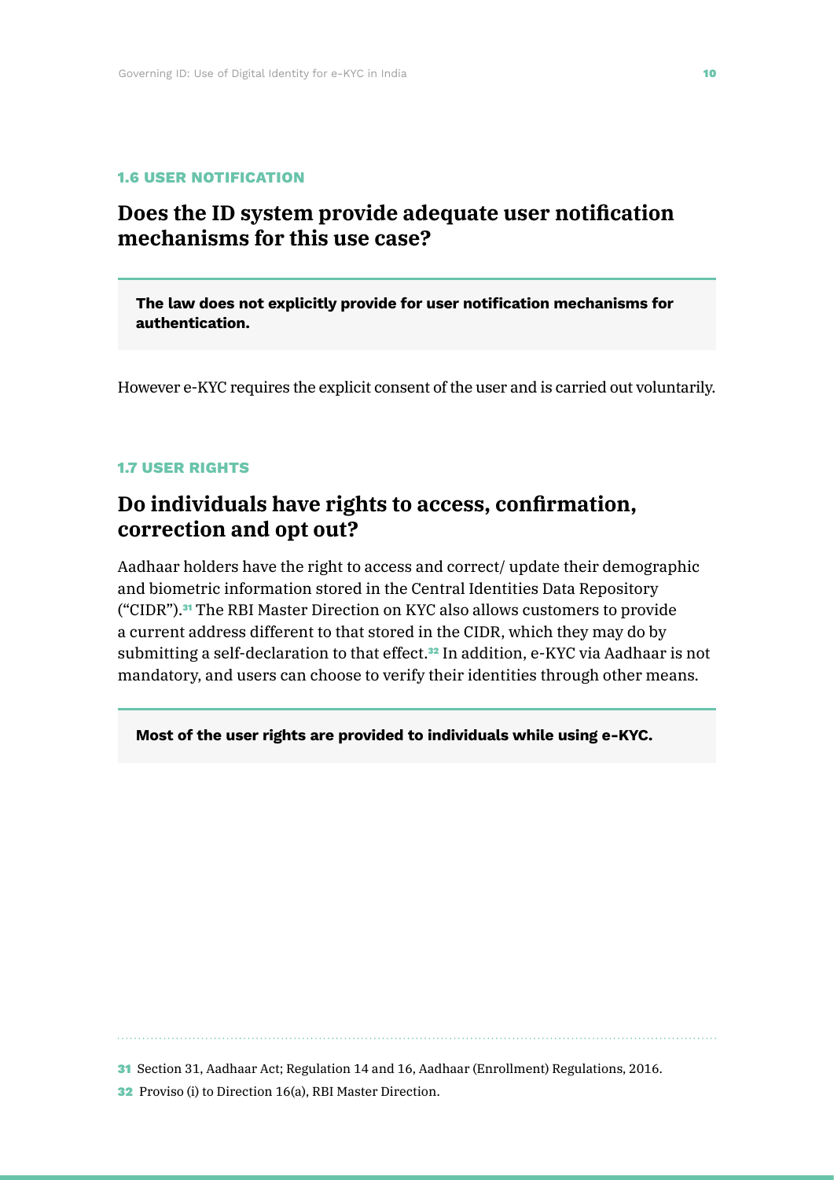### 1.6 USER NOTIFICATION

## Does the ID system provide adequate user notification mechanisms for this use case?

**The law does not explicitly provide for user notification mechanisms for authentication.**

However e-KYC requires the explicit consent of the user and is carried out voluntarily.

### 1.7 USER RIGHTS

## Do individuals have rights to access, confirmation, correction and opt out?

Aadhaar holders have the right to access and correct/ update their demographic and biometric information stored in the Central Identities Data Repository ("CIDR").[31] The RBI Master Direction on KYC also allows customers to provide a current address different to that stored in the CIDR, which they may do by submitting a self-declaration to that effect.[32] In addition, e-KYC via Aadhaar is not mandatory, and users can choose to verify their identities through other means.

**Most of the user rights are provided to individuals while using e-KYC.**

---

31 Section 31, Aadhaar Act; Regulation 14 and 16, Aadhaar (Enrollment) Regulations, 2016.

32 Proviso (i) to Direction 16(a), RBI Master Direction.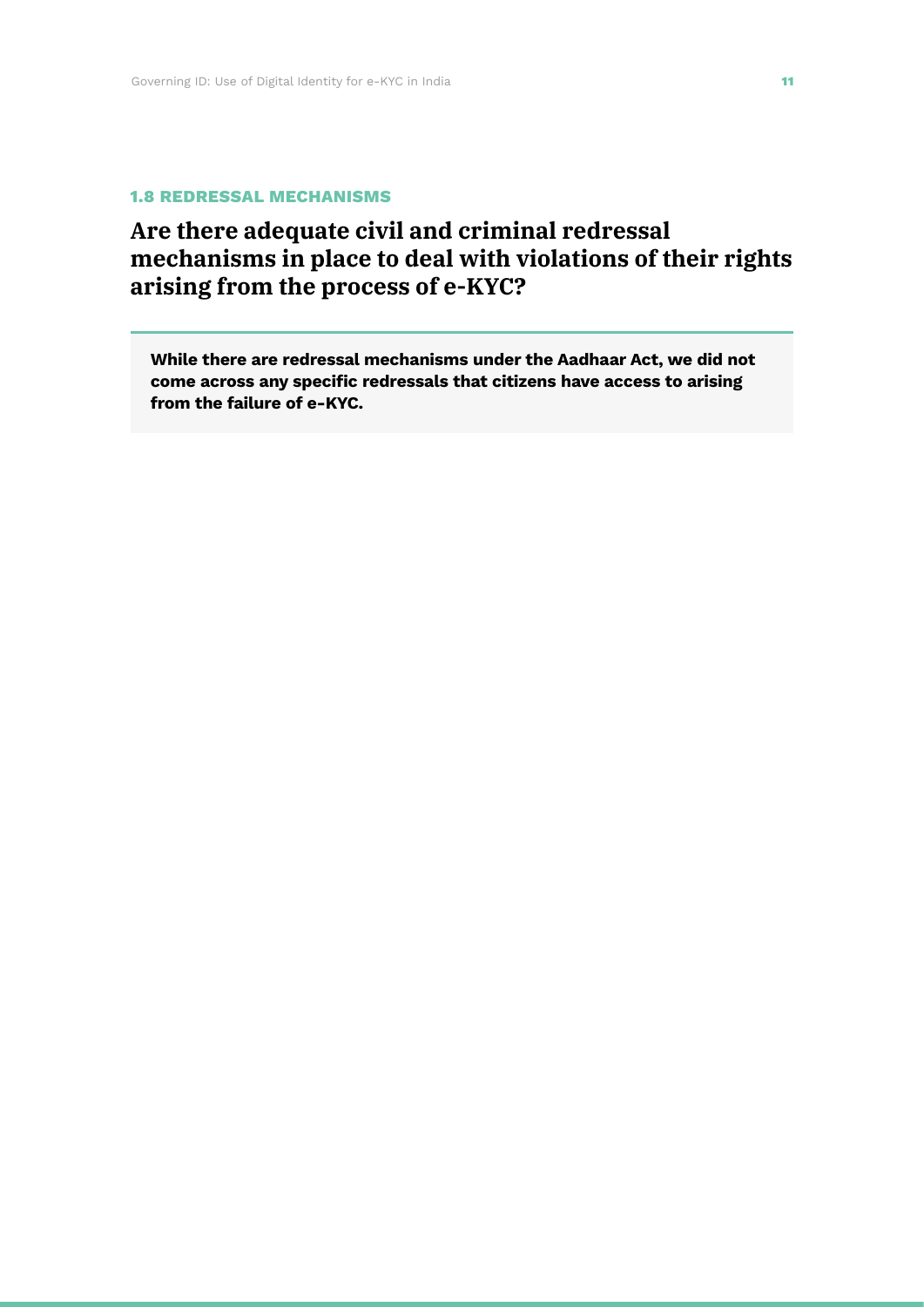### 1.8 REDRESSAL MECHANISMS

## Are there adequate civil and criminal redressal mechanisms in place to deal with violations of their rights arising from the process of e-KYC?

**While there are redressal mechanisms under the Aadhaar Act, we did not come across any specific redressals that citizens have access to arising from the failure of e-KYC.**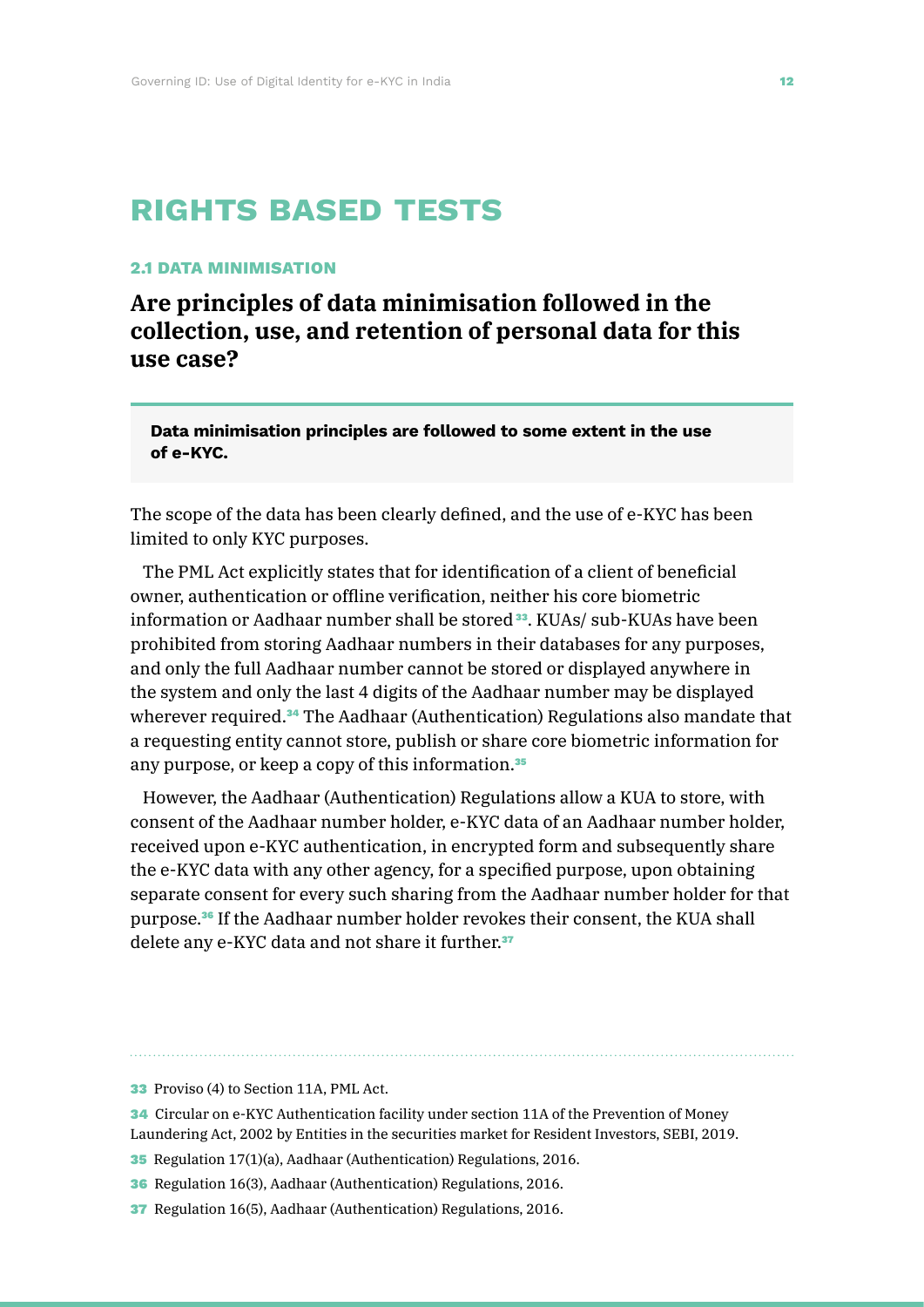# RIGHTS BASED TESTS

### 2.1 DATA MINIMISATION

## Are principles of data minimisation followed in the collection, use, and retention of personal data for this use case?

**Data minimisation principles are followed to some extent in the use of e-KYC.**

The scope of the data has been clearly defined, and the use of e-KYC has been limited to only KYC purposes.

The PML Act explicitly states that for identification of a client of beneficial owner, authentication or offline verification, neither his core biometric information or Aadhaar number shall be stored[33]. KUAs/ sub-KUAs have been prohibited from storing Aadhaar numbers in their databases for any purposes, and only the full Aadhaar number cannot be stored or displayed anywhere in the system and only the last 4 digits of the Aadhaar number may be displayed wherever required.[34] The Aadhaar (Authentication) Regulations also mandate that a requesting entity cannot store, publish or share core biometric information for any purpose, or keep a copy of this information.[35]

However, the Aadhaar (Authentication) Regulations allow a KUA to store, with consent of the Aadhaar number holder, e-KYC data of an Aadhaar number holder, received upon e-KYC authentication, in encrypted form and subsequently share the e-KYC data with any other agency, for a specified purpose, upon obtaining separate consent for every such sharing from the Aadhaar number holder for that purpose.[36] If the Aadhaar number holder revokes their consent, the KUA shall delete any e-KYC data and not share it further.[37]

---

[33] Proviso (4) to Section 11A, PML Act.

[34] Circular on e-KYC Authentication facility under section 11A of the Prevention of Money Laundering Act, 2002 by Entities in the securities market for Resident Investors, SEBI, 2019.

[35] Regulation 17(1)(a), Aadhaar (Authentication) Regulations, 2016.

[36] Regulation 16(3), Aadhaar (Authentication) Regulations, 2016.

[37] Regulation 16(5), Aadhaar (Authentication) Regulations, 2016.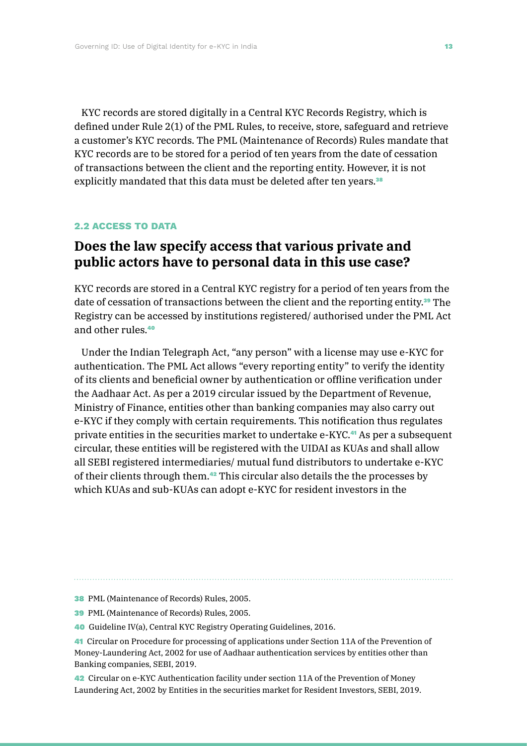KYC records are stored digitally in a Central KYC Records Registry, which is defined under Rule 2(1) of the PML Rules, to receive, store, safeguard and retrieve a customer's KYC records. The PML (Maintenance of Records) Rules mandate that KYC records are to be stored for a period of ten years from the date of cessation of transactions between the client and the reporting entity. However, it is not explicitly mandated that this data must be deleted after ten years.[38]

### 2.2 ACCESS TO DATA

## Does the law specify access that various private and public actors have to personal data in this use case?

KYC records are stored in a Central KYC registry for a period of ten years from the date of cessation of transactions between the client and the reporting entity.[39] The Registry can be accessed by institutions registered/ authorised under the PML Act and other rules.[40]

Under the Indian Telegraph Act, "any person" with a license may use e-KYC for authentication. The PML Act allows "every reporting entity" to verify the identity of its clients and beneficial owner by authentication or offline verification under the Aadhaar Act. As per a 2019 circular issued by the Department of Revenue, Ministry of Finance, entities other than banking companies may also carry out e-KYC if they comply with certain requirements. This notification thus regulates private entities in the securities market to undertake e-KYC.[41] As per a subsequent circular, these entities will be registered with the UIDAI as KUAs and shall allow all SEBI registered intermediaries/ mutual fund distributors to undertake e-KYC of their clients through them.[42] This circular also details the the processes by which KUAs and sub-KUAs can adopt e-KYC for resident investors in the

---

38 PML (Maintenance of Records) Rules, 2005.

39 PML (Maintenance of Records) Rules, 2005.

40 Guideline IV(a), Central KYC Registry Operating Guidelines, 2016.

41 Circular on Procedure for processing of applications under Section 11A of the Prevention of Money-Laundering Act, 2002 for use of Aadhaar authentication services by entities other than Banking companies, SEBI, 2019.

42 Circular on e-KYC Authentication facility under section 11A of the Prevention of Money Laundering Act, 2002 by Entities in the securities market for Resident Investors, SEBI, 2019.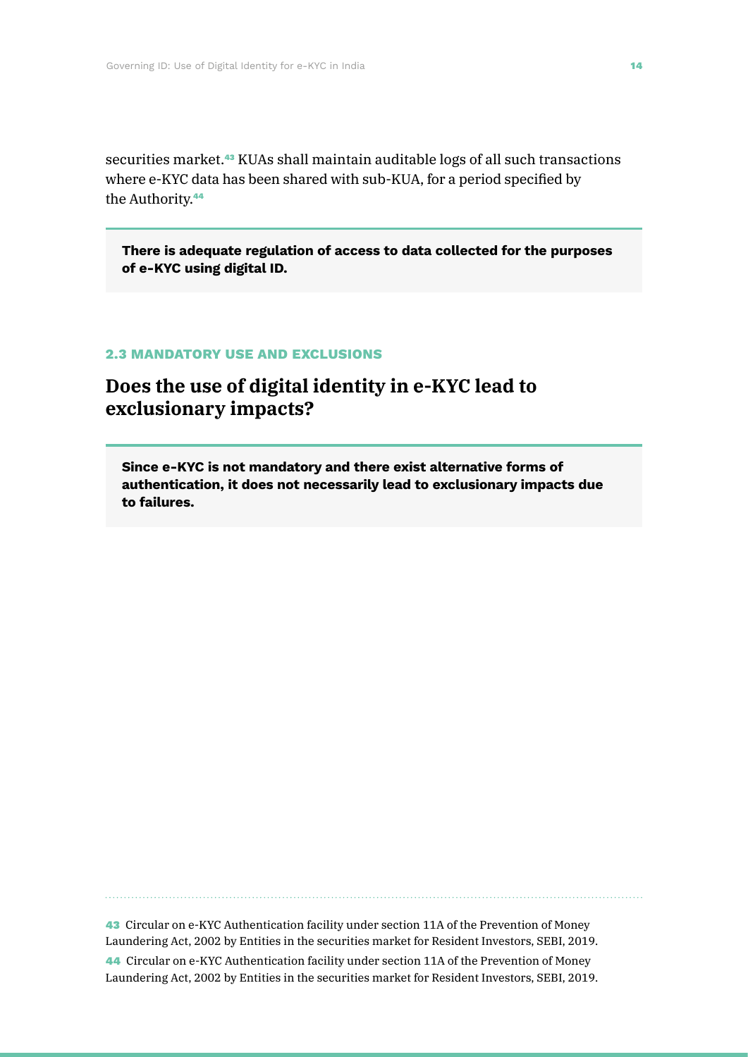securities market.[43] KUAs shall maintain auditable logs of all such transactions where e-KYC data has been shared with sub-KUA, for a period specified by the Authority.[44]

**There is adequate regulation of access to data collected for the purposes of e-KYC using digital ID.**

### 2.3 MANDATORY USE AND EXCLUSIONS

## Does the use of digital identity in e-KYC lead to exclusionary impacts?

**Since e-KYC is not mandatory and there exist alternative forms of authentication, it does not necessarily lead to exclusionary impacts due to failures.**

---

43 Circular on e-KYC Authentication facility under section 11A of the Prevention of Money Laundering Act, 2002 by Entities in the securities market for Resident Investors, SEBI, 2019.

44 Circular on e-KYC Authentication facility under section 11A of the Prevention of Money Laundering Act, 2002 by Entities in the securities market for Resident Investors, SEBI, 2019.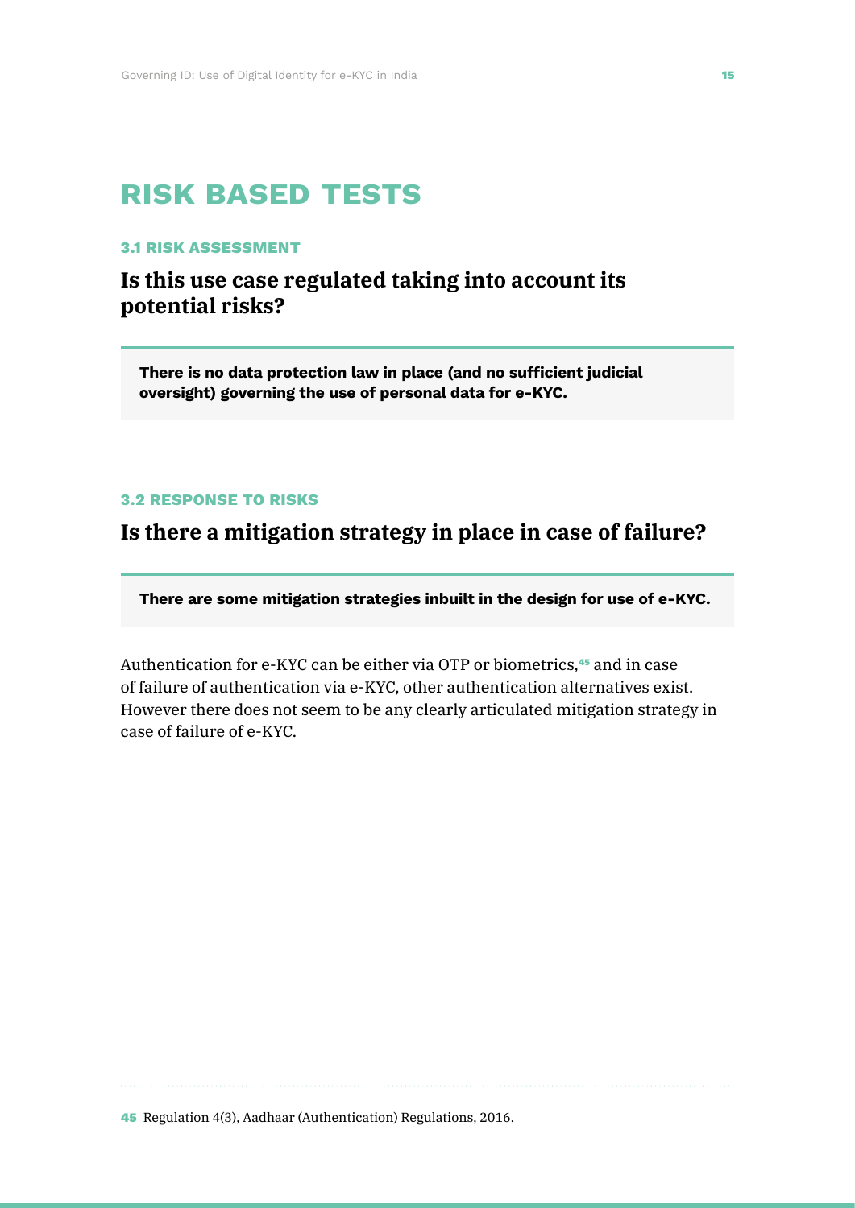# RISK BASED TESTS

### 3.1 RISK ASSESSMENT

## Is this use case regulated taking into account its potential risks?

**There is no data protection law in place (and no sufficient judicial oversight) governing the use of personal data for e-KYC.**

### 3.2 RESPONSE TO RISKS

## Is there a mitigation strategy in place in case of failure?

**There are some mitigation strategies inbuilt in the design for use of e-KYC.**

Authentication for e-KYC can be either via OTP or biometrics,[45] and in case of failure of authentication via e-KYC, other authentication alternatives exist. However there does not seem to be any clearly articulated mitigation strategy in case of failure of e-KYC.

---

45 Regulation 4(3), Aadhaar (Authentication) Regulations, 2016.